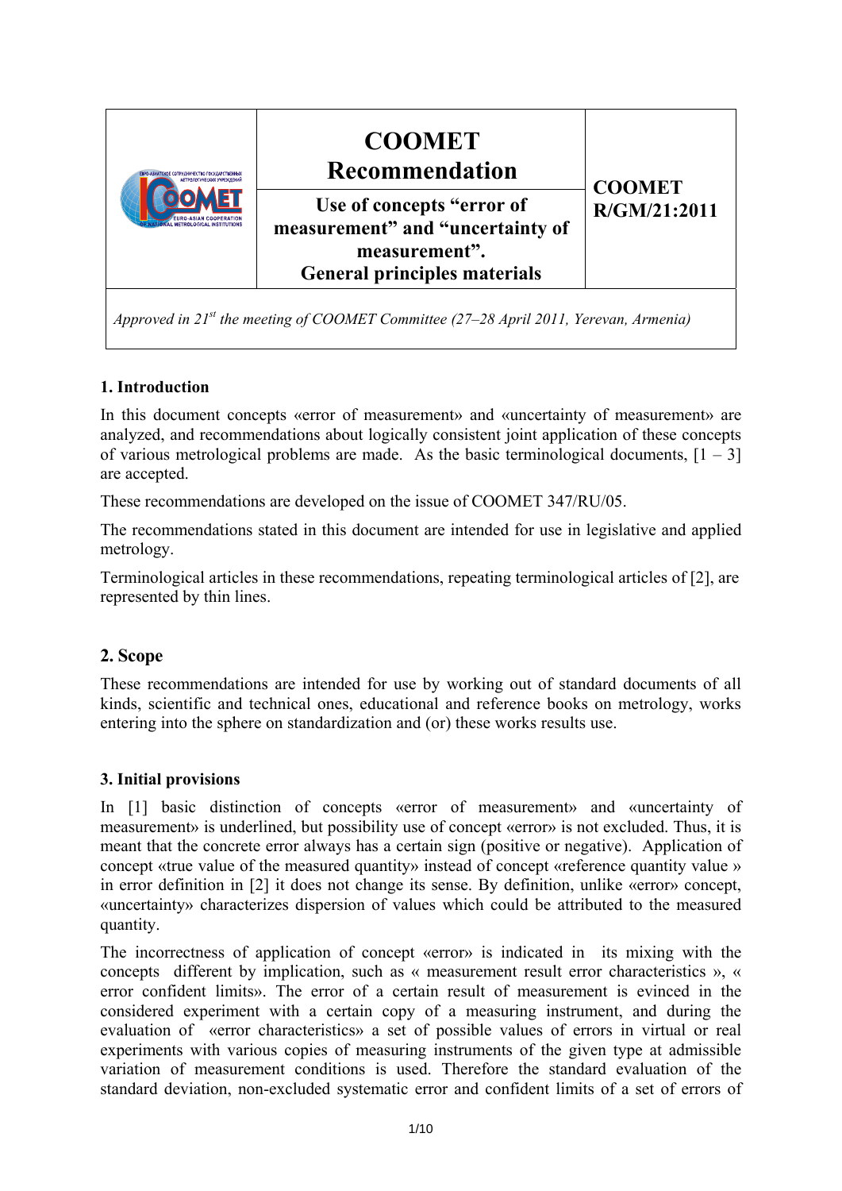| | **COOMET Recommendation** | **COOMET R/GM/21:2011** |
|---|---|---|
| | **Use of concepts "error of measurement" and "uncertainty of measurement". General principles materials** | |

*Approved in 21st the meeting of COOMET Committee (27–28 April 2011, Yerevan, Armenia)*

## 1. Introduction

In this document concepts «error of measurement» and «uncertainty of measurement» are analyzed, and recommendations about logically consistent joint application of these concepts of various metrological problems are made. As the basic terminological documents, [1 – 3] are accepted.

These recommendations are developed on the issue of COOMET 347/RU/05.

The recommendations stated in this document are intended for use in legislative and applied metrology.

Terminological articles in these recommendations, repeating terminological articles of [2], are represented by thin lines.

## 2. Scope

These recommendations are intended for use by working out of standard documents of all kinds, scientific and technical ones, educational and reference books on metrology, works entering into the sphere on standardization and (or) these works results use.

## 3. Initial provisions

In [1] basic distinction of concepts «error of measurement» and «uncertainty of measurement» is underlined, but possibility use of concept «error» is not excluded. Thus, it is meant that the concrete error always has a certain sign (positive or negative). Application of concept «true value of the measured quantity» instead of concept «reference quantity value » in error definition in [2] it does not change its sense. By definition, unlike «error» concept, «uncertainty» characterizes dispersion of values which could be attributed to the measured quantity.

The incorrectness of application of concept «error» is indicated in its mixing with the concepts different by implication, such as « measurement result error characteristics », « error confident limits». The error of a certain result of measurement is evinced in the considered experiment with a certain copy of a measuring instrument, and during the evaluation of «error characteristics» a set of possible values of errors in virtual or real experiments with various copies of measuring instruments of the given type at admissible variation of measurement conditions is used. Therefore the standard evaluation of the standard deviation, non-excluded systematic error and confident limits of a set of errors of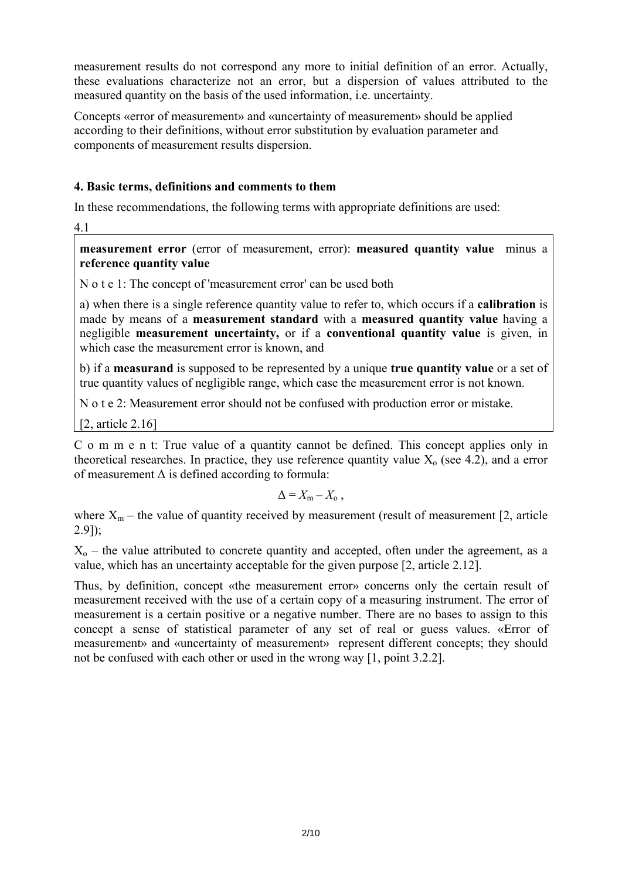measurement results do not correspond any more to initial definition of an error. Actually, these evaluations characterize not an error, but a dispersion of values attributed to the measured quantity on the basis of the used information, i.e. uncertainty.

Concepts «error of measurement» and «uncertainty of measurement» should be applied according to their definitions, without error substitution by evaluation parameter and components of measurement results dispersion.

### 4. Basic terms, definitions and comments to them

In these recommendations, the following terms with appropriate definitions are used:

4.1

**measurement error** (error of measurement, error): **measured quantity value** minus a **reference quantity value**

N o t e 1: The concept of 'measurement error' can be used both

a) when there is a single reference quantity value to refer to, which occurs if a **calibration** is made by means of a **measurement standard** with a **measured quantity value** having a negligible **measurement uncertainty,** or if a **conventional quantity value** is given, in which case the measurement error is known, and

b) if a **measurand** is supposed to be represented by a unique **true quantity value** or a set of true quantity values of negligible range, which case the measurement error is not known.

N o t e 2: Measurement error should not be confused with production error or mistake.

[2, article 2.16]

C o m m e n t: True value of a quantity cannot be defined. This concept applies only in theoretical researches. In practice, they use reference quantity value $X_o$ (see 4.2), and a error of measurement $\Delta$ is defined according to formula:

$$\Delta = X_m - X_o\,,$$

where $X_m$ – the value of quantity received by measurement (result of measurement [2, article 2.9]);

$X_o$ – the value attributed to concrete quantity and accepted, often under the agreement, as a value, which has an uncertainty acceptable for the given purpose [2, article 2.12].

Thus, by definition, concept «the measurement error» concerns only the certain result of measurement received with the use of a certain copy of a measuring instrument. The error of measurement is a certain positive or a negative number. There are no bases to assign to this concept a sense of statistical parameter of any set of real or guess values. «Error of measurement» and «uncertainty of measurement» represent different concepts; they should not be confused with each other or used in the wrong way [1, point 3.2.2].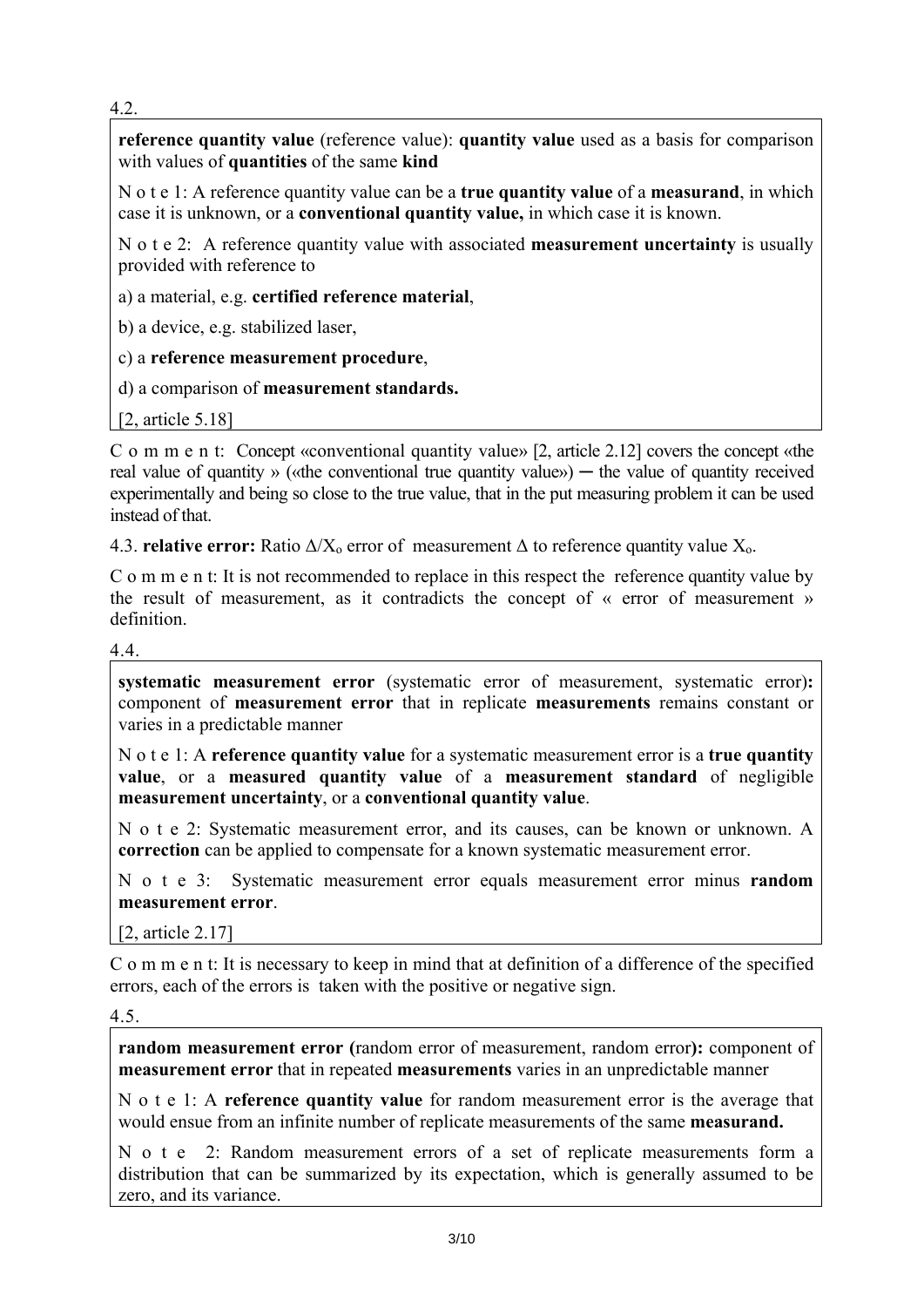4.2.

**reference quantity value** (reference value): **quantity value** used as a basis for comparison with values of **quantities** of the same **kind**

N o t e 1: A reference quantity value can be a **true quantity value** of a **measurand**, in which case it is unknown, or a **conventional quantity value,** in which case it is known.

N o t e 2: A reference quantity value with associated **measurement uncertainty** is usually provided with reference to

a) a material, e.g. **certified reference material**,

b) a device, e.g. stabilized laser,

c) a **reference measurement procedure**,

d) a comparison of **measurement standards.**

[2, article 5.18]

C o m m e n t: Concept «conventional quantity value» [2, article 2.12] covers the concept «the real value of quantity » («the conventional true quantity value») ─ the value of quantity received experimentally and being so close to the true value, that in the put measuring problem it can be used instead of that.

4.3. **relative error:** Ratio $\Delta/X_o$ error of measurement $\Delta$ to reference quantity value $X_o$.

C o m m e n t: It is not recommended to replace in this respect the reference quantity value by the result of measurement, as it contradicts the concept of « error of measurement » definition.

4.4.

**systematic measurement error** (systematic error of measurement, systematic error)**:** component of **measurement error** that in replicate **measurements** remains constant or varies in a predictable manner

N o t e 1: A **reference quantity value** for a systematic measurement error is a **true quantity value**, or a **measured quantity value** of a **measurement standard** of negligible **measurement uncertainty**, or a **conventional quantity value**.

N o t e 2: Systematic measurement error, and its causes, can be known or unknown. A **correction** can be applied to compensate for a known systematic measurement error.

N o t e 3: Systematic measurement error equals measurement error minus **random measurement error**.

[2, article 2.17]

C o m m e n t: It is necessary to keep in mind that at definition of a difference of the specified errors, each of the errors is taken with the positive or negative sign.

4.5.

**random measurement error (**random error of measurement, random error**):** component of **measurement error** that in repeated **measurements** varies in an unpredictable manner

N o t e 1: A **reference quantity value** for random measurement error is the average that would ensue from an infinite number of replicate measurements of the same **measurand.**

N o t e 2: Random measurement errors of a set of replicate measurements form a distribution that can be summarized by its expectation, which is generally assumed to be zero, and its variance.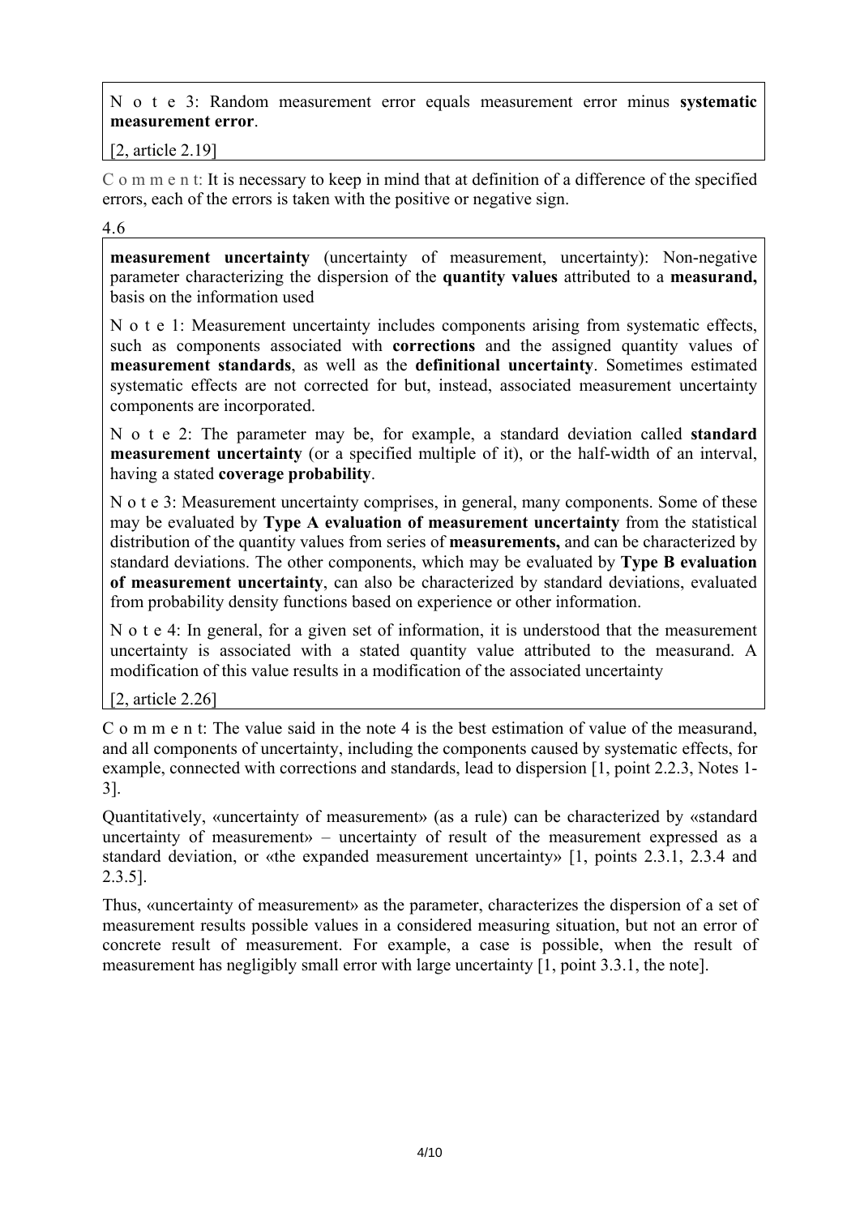N o t e 3: Random measurement error equals measurement error minus **systematic measurement error**.

[2, article 2.19]

C o m m e n t: It is necessary to keep in mind that at definition of a difference of the specified errors, each of the errors is taken with the positive or negative sign.

4.6

**measurement uncertainty** (uncertainty of measurement, uncertainty): Non-negative parameter characterizing the dispersion of the **quantity values** attributed to a **measurand,** basis on the information used

N o t e 1: Measurement uncertainty includes components arising from systematic effects, such as components associated with **corrections** and the assigned quantity values of **measurement standards**, as well as the **definitional uncertainty**. Sometimes estimated systematic effects are not corrected for but, instead, associated measurement uncertainty components are incorporated.

N o t e 2: The parameter may be, for example, a standard deviation called **standard measurement uncertainty** (or a specified multiple of it), or the half-width of an interval, having a stated **coverage probability**.

N o t e 3: Measurement uncertainty comprises, in general, many components. Some of these may be evaluated by **Type A evaluation of measurement uncertainty** from the statistical distribution of the quantity values from series of **measurements,** and can be characterized by standard deviations. The other components, which may be evaluated by **Type B evaluation of measurement uncertainty**, can also be characterized by standard deviations, evaluated from probability density functions based on experience or other information.

N o t e 4: In general, for a given set of information, it is understood that the measurement uncertainty is associated with a stated quantity value attributed to the measurand. A modification of this value results in a modification of the associated uncertainty

[2, article 2.26]

C o m m e n t: The value said in the note 4 is the best estimation of value of the measurand, and all components of uncertainty, including the components caused by systematic effects, for example, connected with corrections and standards, lead to dispersion [1, point 2.2.3, Notes 1-3].

Quantitatively, «uncertainty of measurement» (as a rule) can be characterized by «standard uncertainty of measurement» – uncertainty of result of the measurement expressed as a standard deviation, or «the expanded measurement uncertainty» [1, points 2.3.1, 2.3.4 and 2.3.5].

Thus, «uncertainty of measurement» as the parameter, characterizes the dispersion of a set of measurement results possible values in a considered measuring situation, but not an error of concrete result of measurement. For example, a case is possible, when the result of measurement has negligibly small error with large uncertainty [1, point 3.3.1, the note].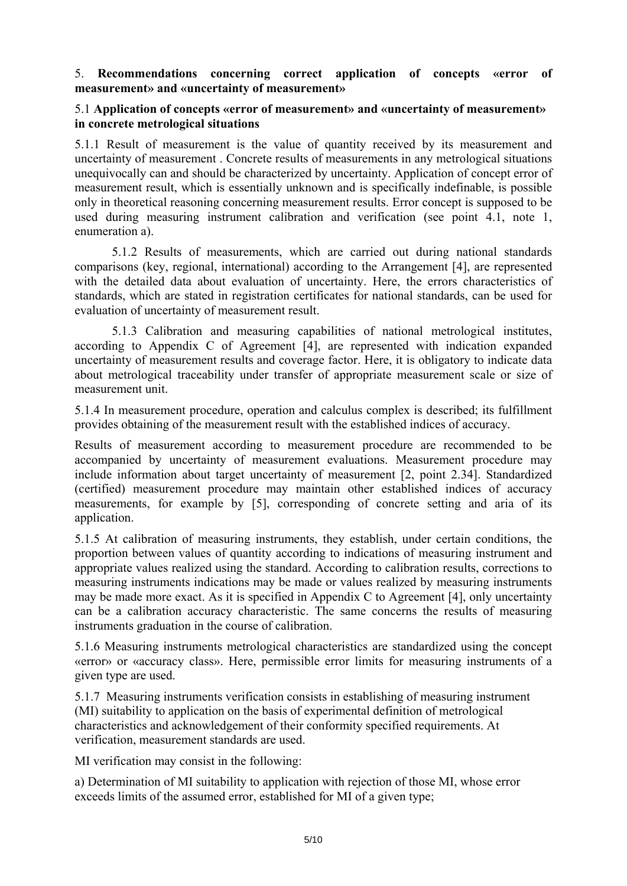## 5. **Recommendations concerning correct application of concepts «error of measurement» and «uncertainty of measurement»**

### 5.1 **Application of concepts «error of measurement» and «uncertainty of measurement» in concrete metrological situations**

5.1.1 Result of measurement is the value of quantity received by its measurement and uncertainty of measurement . Concrete results of measurements in any metrological situations unequivocally can and should be characterized by uncertainty. Application of concept error of measurement result, which is essentially unknown and is specifically indefinable, is possible only in theoretical reasoning concerning measurement results. Error concept is supposed to be used during measuring instrument calibration and verification (see point 4.1, note 1, enumeration a).

5.1.2 Results of measurements, which are carried out during national standards comparisons (key, regional, international) according to the Arrangement [4], are represented with the detailed data about evaluation of uncertainty. Here, the errors characteristics of standards, which are stated in registration certificates for national standards, can be used for evaluation of uncertainty of measurement result.

5.1.3 Calibration and measuring capabilities of national metrological institutes, according to Appendix C of Agreement [4], are represented with indication expanded uncertainty of measurement results and coverage factor. Here, it is obligatory to indicate data about metrological traceability under transfer of appropriate measurement scale or size of measurement unit.

5.1.4 In measurement procedure, operation and calculus complex is described; its fulfillment provides obtaining of the measurement result with the established indices of accuracy.

Results of measurement according to measurement procedure are recommended to be accompanied by uncertainty of measurement evaluations. Measurement procedure may include information about target uncertainty of measurement [2, point 2.34]. Standardized (certified) measurement procedure may maintain other established indices of accuracy measurements, for example by [5], corresponding of concrete setting and aria of its application.

5.1.5 At calibration of measuring instruments, they establish, under certain conditions, the proportion between values of quantity according to indications of measuring instrument and appropriate values realized using the standard. According to calibration results, corrections to measuring instruments indications may be made or values realized by measuring instruments may be made more exact. As it is specified in Appendix C to Agreement [4], only uncertainty can be a calibration accuracy characteristic. The same concerns the results of measuring instruments graduation in the course of calibration.

5.1.6 Measuring instruments metrological characteristics are standardized using the concept «error» or «accuracy class». Here, permissible error limits for measuring instruments of a given type are used.

5.1.7 Measuring instruments verification consists in establishing of measuring instrument (MI) suitability to application on the basis of experimental definition of metrological characteristics and acknowledgement of their conformity specified requirements. At verification, measurement standards are used.

MI verification may consist in the following:

a) Determination of MI suitability to application with rejection of those MI, whose error exceeds limits of the assumed error, established for MI of a given type;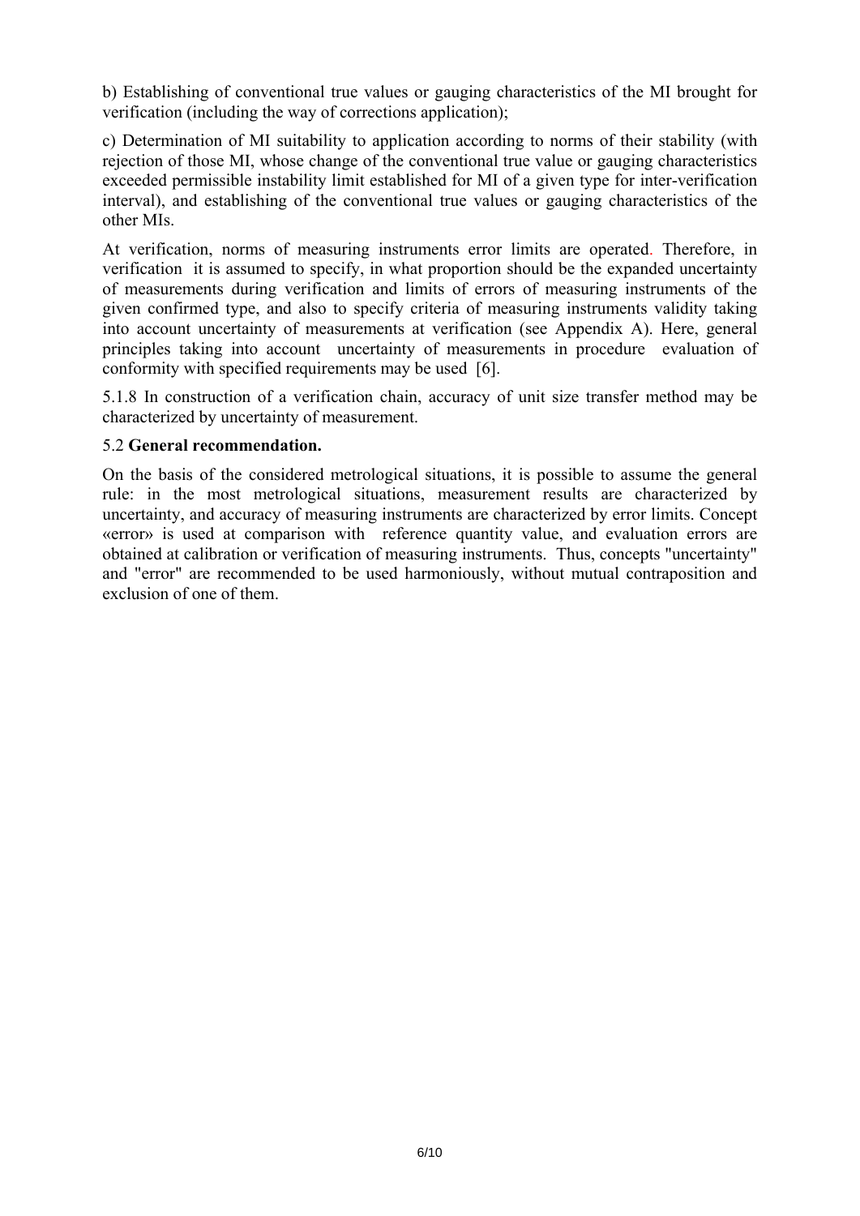b) Establishing of conventional true values or gauging characteristics of the MI brought for verification (including the way of corrections application);

c) Determination of MI suitability to application according to norms of their stability (with rejection of those MI, whose change of the conventional true value or gauging characteristics exceeded permissible instability limit established for MI of a given type for inter-verification interval), and establishing of the conventional true values or gauging characteristics of the other MIs.

At verification, norms of measuring instruments error limits are operated. Therefore, in verification it is assumed to specify, in what proportion should be the expanded uncertainty of measurements during verification and limits of errors of measuring instruments of the given confirmed type, and also to specify criteria of measuring instruments validity taking into account uncertainty of measurements at verification (see Appendix A). Here, general principles taking into account uncertainty of measurements in procedure evaluation of conformity with specified requirements may be used [6].

5.1.8 In construction of a verification chain, accuracy of unit size transfer method may be characterized by uncertainty of measurement.

5.2 **General recommendation.**

On the basis of the considered metrological situations, it is possible to assume the general rule: in the most metrological situations, measurement results are characterized by uncertainty, and accuracy of measuring instruments are characterized by error limits. Concept «error» is used at comparison with reference quantity value, and evaluation errors are obtained at calibration or verification of measuring instruments. Thus, concepts "uncertainty" and "error" are recommended to be used harmoniously, without mutual contraposition and exclusion of one of them.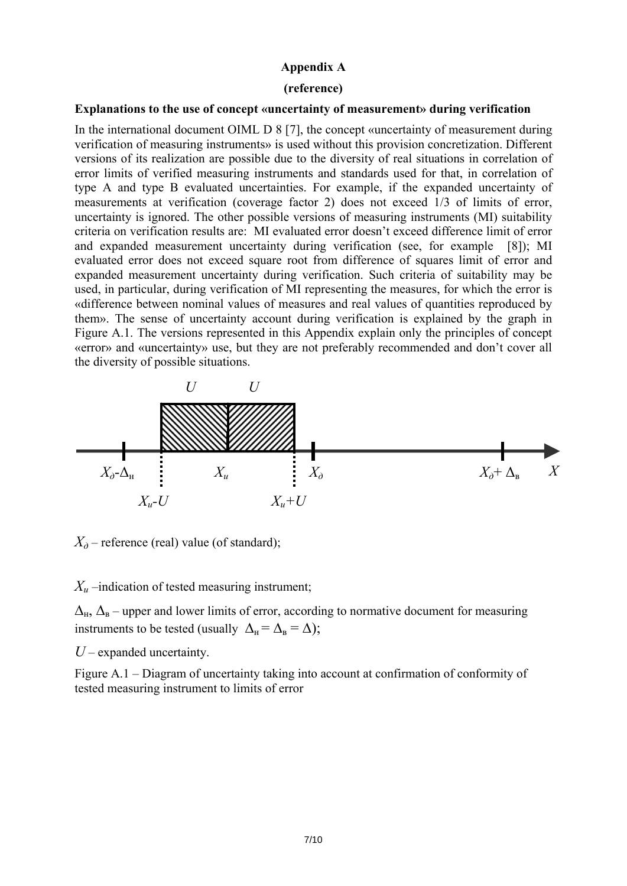**Appendix A**

**(reference)**

**Explanations to the use of concept «uncertainty of measurement» during verification**

In the international document OIML D 8 [7], the concept «uncertainty of measurement during verification of measuring instruments» is used without this provision concretization. Different versions of its realization are possible due to the diversity of real situations in correlation of error limits of verified measuring instruments and standards used for that, in correlation of type A and type B evaluated uncertainties. For example, if the expanded uncertainty of measurements at verification (coverage factor 2) does not exceed 1/3 of limits of error, uncertainty is ignored. The other possible versions of measuring instruments (MI) suitability criteria on verification results are: MI evaluated error doesn't exceed difference limit of error and expanded measurement uncertainty during verification (see, for example [8]); MI evaluated error does not exceed square root from difference of squares limit of error and expanded measurement uncertainty during verification. Such criteria of suitability may be used, in particular, during verification of MI representing the measures, for which the error is «difference between nominal values of measures and real values of quantities reproduced by them». The sense of uncertainty account during verification is explained by the graph in Figure A.1. The versions represented in this Appendix explain only the principles of concept «error» and «uncertainty» use, but they are not preferably recommended and don't cover all the diversity of possible situations.

$U$ $U$

$X_\partial$-$\Delta_н$ $X_u$ $X_\partial$ $X_\partial + \Delta_в$ $X$

$X_u$-$U$ $X_u$+$U$

$X_\partial$ – reference (real) value (of standard);

$X_u$ –indication of tested measuring instrument;

$\Delta_н$, $\Delta_в$ – upper and lower limits of error, according to normative document for measuring instruments to be tested (usually $\Delta_н = \Delta_в = \Delta$);

$U$ – expanded uncertainty.

Figure A.1 – Diagram of uncertainty taking into account at confirmation of conformity of tested measuring instrument to limits of error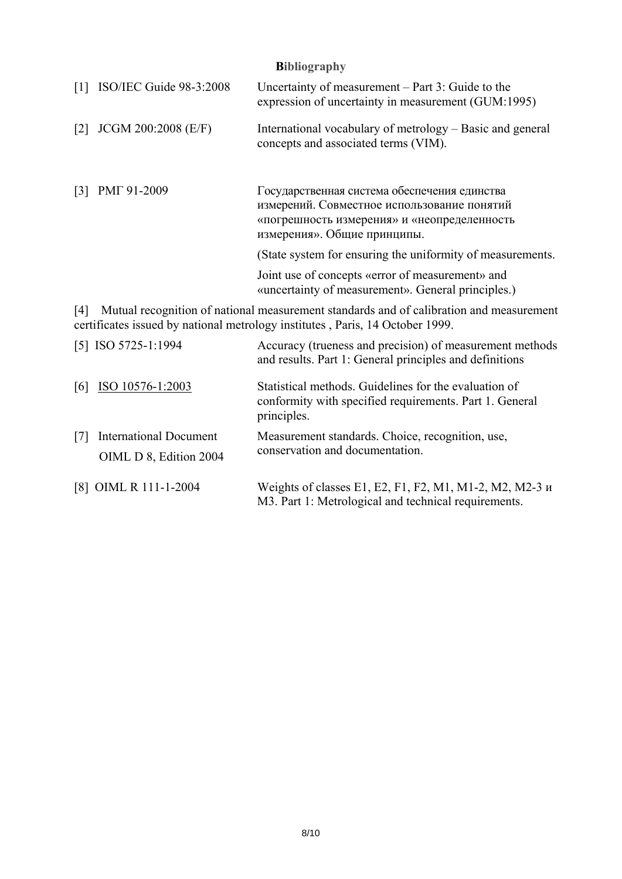## Bibliography

[1] ISO/IEC Guide 98-3:2008 — Uncertainty of measurement – Part 3: Guide to the expression of uncertainty in measurement (GUM:1995)

[2] JCGM 200:2008 (E/F) — International vocabulary of metrology – Basic and general concepts and associated terms (VIM).

[3] РМГ 91-2009 — Государственная система обеспечения единства измерений. Совместное использование понятий «погрешность измерения» и «неопределенность измерения». Общие принципы.

(State system for ensuring the uniformity of measurements.

Joint use of concepts «error of measurement» and «uncertainty of measurement». General principles.)

[4] Mutual recognition of national measurement standards and of calibration and measurement certificates issued by national metrology institutes , Paris, 14 October 1999.

[5] ISO 5725-1:1994 — Accuracy (trueness and precision) of measurement methods and results. Part 1: General principles and definitions

[6] ISO 10576-1:2003 — Statistical methods. Guidelines for the evaluation of conformity with specified requirements. Part 1. General principles.

[7] International Document OIML D 8, Edition 2004 — Measurement standards. Choice, recognition, use, conservation and documentation.

[8] OIML R 111-1-2004 — Weights of classes E1, E2, F1, F2, M1, M1-2, M2, M2-3 и M3. Part 1: Metrological and technical requirements.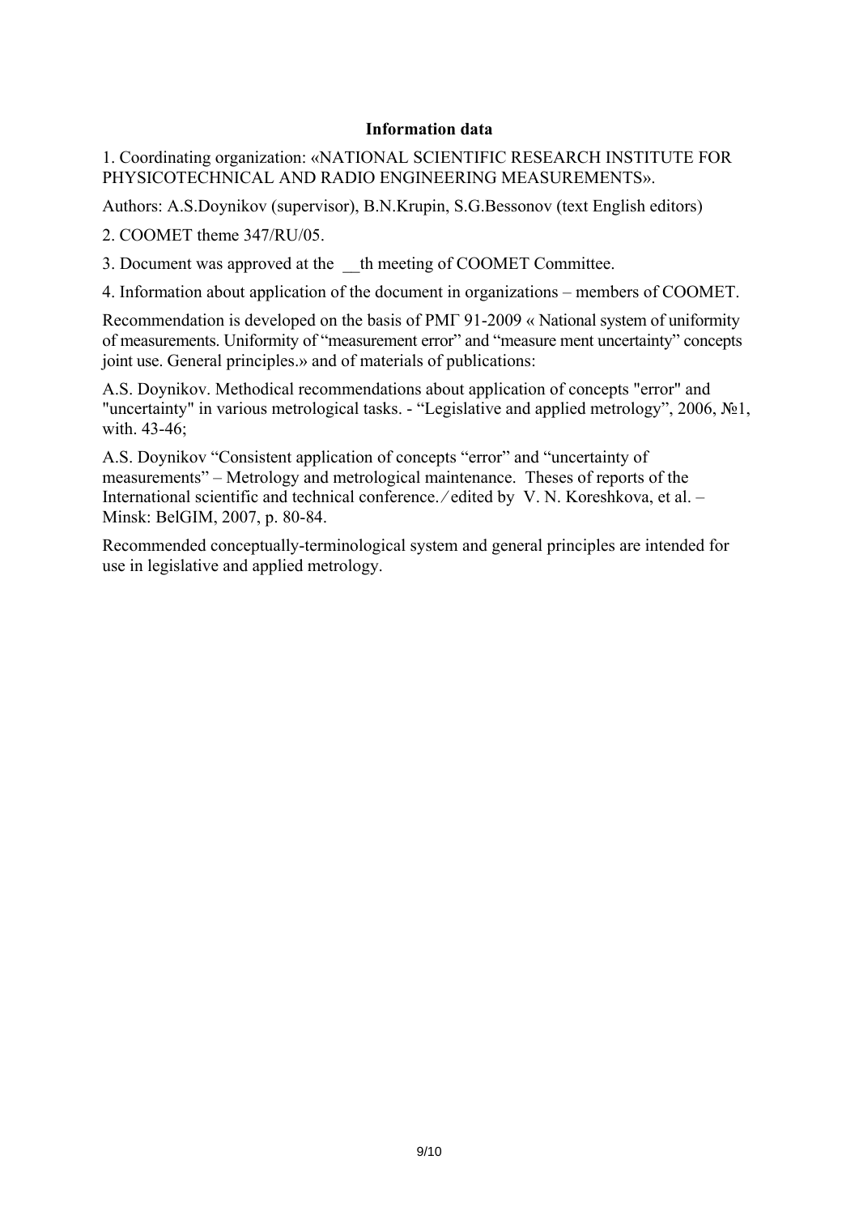**Information data**

1. Coordinating organization: «NATIONAL SCIENTIFIC RESEARCH INSTITUTE FOR PHYSICOTECHNICAL AND RADIO ENGINEERING MEASUREMENTS».

Authors: A.S.Doynikov (supervisor), B.N.Krupin, S.G.Bessonov (text English editors)

2. COOMET theme 347/RU/05.

3. Document was approved at the __th meeting of COOMET Committee.

4. Information about application of the document in organizations – members of COOMET.

Recommendation is developed on the basis of РМГ 91-2009 « National system of uniformity of measurements. Uniformity of "measurement error" and "measure ment uncertainty" concepts joint use. General principles.» and of materials of publications:

A.S. Doynikov. Methodical recommendations about application of concepts "error" and "uncertainty" in various metrological tasks. - "Legislative and applied metrology", 2006, №1, with. 43-46;

A.S. Doynikov "Consistent application of concepts "error" and "uncertainty of measurements" – Metrology and metrological maintenance. Theses of reports of the International scientific and technical conference. ⁄ edited by V. N. Koreshkova, et al. – Minsk: BelGIM, 2007, p. 80-84.

Recommended conceptually-terminological system and general principles are intended for use in legislative and applied metrology.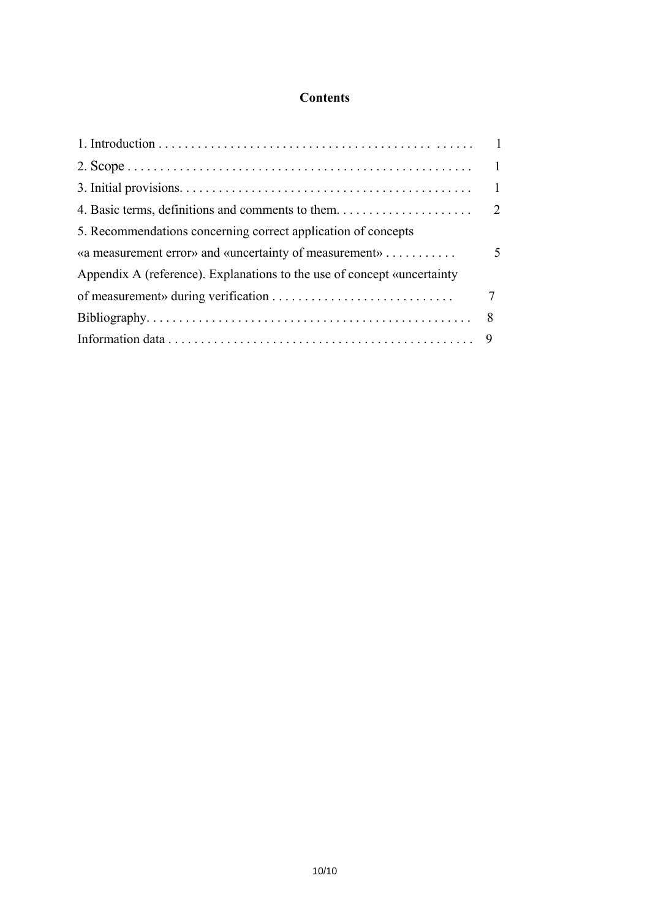# Contents

1. Introduction . . . . . . . . . . . . . . . . . . . . . . . . . . . . . . . . . . . . . . . . . . . . . . 1
2. Scope . . . . . . . . . . . . . . . . . . . . . . . . . . . . . . . . . . . . . . . . . . . . . . . . . . 1
3. Initial provisions. . . . . . . . . . . . . . . . . . . . . . . . . . . . . . . . . . . . . . . . . . . . 1
4. Basic terms, definitions and comments to them. . . . . . . . . . . . . . . . . . . . . 2
5. Recommendations concerning correct application of concepts «a measurement error» and «uncertainty of measurement» . . . . . . . . . . . 5

Appendix A (reference). Explanations to the use of concept «uncertainty of measurement» during verification . . . . . . . . . . . . . . . . . . . . . . . . . . . . 7

Bibliography. . . . . . . . . . . . . . . . . . . . . . . . . . . . . . . . . . . . . . . . . . . . . . . . . 8

Information data . . . . . . . . . . . . . . . . . . . . . . . . . . . . . . . . . . . . . . . . . . . . . . 9